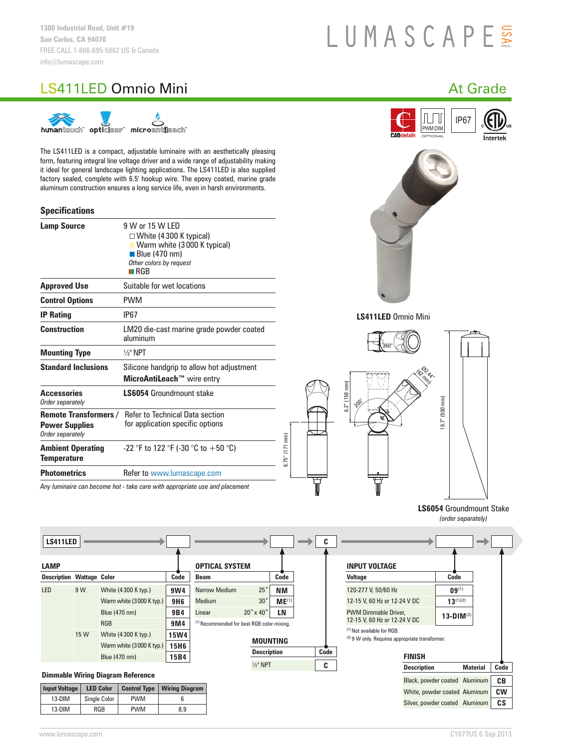1300 Industrial Road, Unit #19
San Carlos, CA 94070
FREE CALL 1-866-695-5862 US & Canada
info@lumascape.com

LUMASCAPE USA INC.

# LS411LED Omnio Mini

## At Grade

humantouch™ opticlear™ microantileach™

CADdetails | PWM DIM OPTIONAL | IP67 | ETL Intertek

The LS411LED is a compact, adjustable luminaire with an aesthetically pleasing form, featuring integral line voltage driver and a wide range of adjustability making it ideal for general landscape lighting applications. The LS411LED is also supplied factory sealed, complete with 6.5' hookup wire. The epoxy coated, marine grade aluminum construction ensures a long service life, even in harsh environments.

## Specifications

| | |
|---|---|
| **Lamp Source** | 9 W or 15 W LED<br>White (4300 K typical)<br>Warm white (3000 K typical)<br>Blue (470 nm)<br>*Other colors by request*<br>RGB |
| **Approved Use** | Suitable for wet locations |
| **Control Options** | PWM |
| **IP Rating** | IP67 |
| **Construction** | LM20 die-cast marine grade powder coated aluminum |
| **Mounting Type** | ½" NPT |
| **Standard Inclusions** | Silicone handgrip to allow hot adjustment<br>**MicroAntiLeach™** wire entry |
| **Accessories** *Order separately* | **LS6054** Groundmount stake |
| **Remote Transformers / Power Supplies** *Order separately* | Refer to Technical Data section for application specific options |
| **Ambient Operating Temperature** | -22 °F to 122 °F (-30 °C to +50 °C) |
| **Photometrics** | Refer to www.lumascape.com |

*Any luminaire can become hot - take care with appropriate use and placement*

**LS411LED** Omnio Mini

360° | 200° | Ø2.44" (62 mm) | 6.2" (158 mm) | 6.75" (171 mm) | 19.7" (500 mm)

**LS6054** Groundmount Stake
*(order separately)*

**LS411LED** → [Lamp] → [Optical System] → C → [Input Voltage] → [Finish]

### LAMP

| Description | Wattage | Color | Code |
|---|---|---|---|
| LED | 9 W | White (4300 K typ.) | **9W4** |
| | | Warm white (3000 K typ.) | **9H6** |
| | | Blue (470 nm) | **9B4** |
| | | RGB | **9M4** |
| | 15 W | White (4300 K typ.) | **15W4** |
| | | Warm white (3000 K typ.) | **15H6** |
| | | Blue (470 nm) | **15B4** |

### OPTICAL SYSTEM

| Beam | | Code |
|---|---|---|
| Narrow Medium | 25° | **NM** |
| Medium | 30° | **ME**[1] |
| Linear | 20° x 40° | **LN** |

[1] Recommended for best RGB color mixing.

### MOUNTING

| Description | Code |
|---|---|
| ½" NPT | **C** |

### INPUT VOLTAGE

| Voltage | Code |
|---|---|
| 120-277 V, 50/60 Hz | **09**[1] |
| 12-15 V, 60 Hz or 12-24 V DC | **13**[1][2] |
| PWM Dimmable Driver, 12-15 V, 60 Hz or 12-24 V DC | **13-DIM**[2] |

[1] Not available for RGB.
[2] 9 W only. Requires appropriate transformer.

### FINISH

| Description | Material | Code |
|---|---|---|
| Black, powder coated | Aluminum | **CB** |
| White, powder coated | Aluminum | **CW** |
| Silver, powder coated | Aluminum | **CS** |

### Dimmable Wiring Diagram Reference

| Input Voltage | LED Color | Control Type | Wiring Diagram |
|---|---|---|---|
| 13-DIM | Single Color | PWM | 6 |
| 13-DIM | RGB | PWM | 8,9 |

www.lumascape.com — C1877US 6 Sep 2013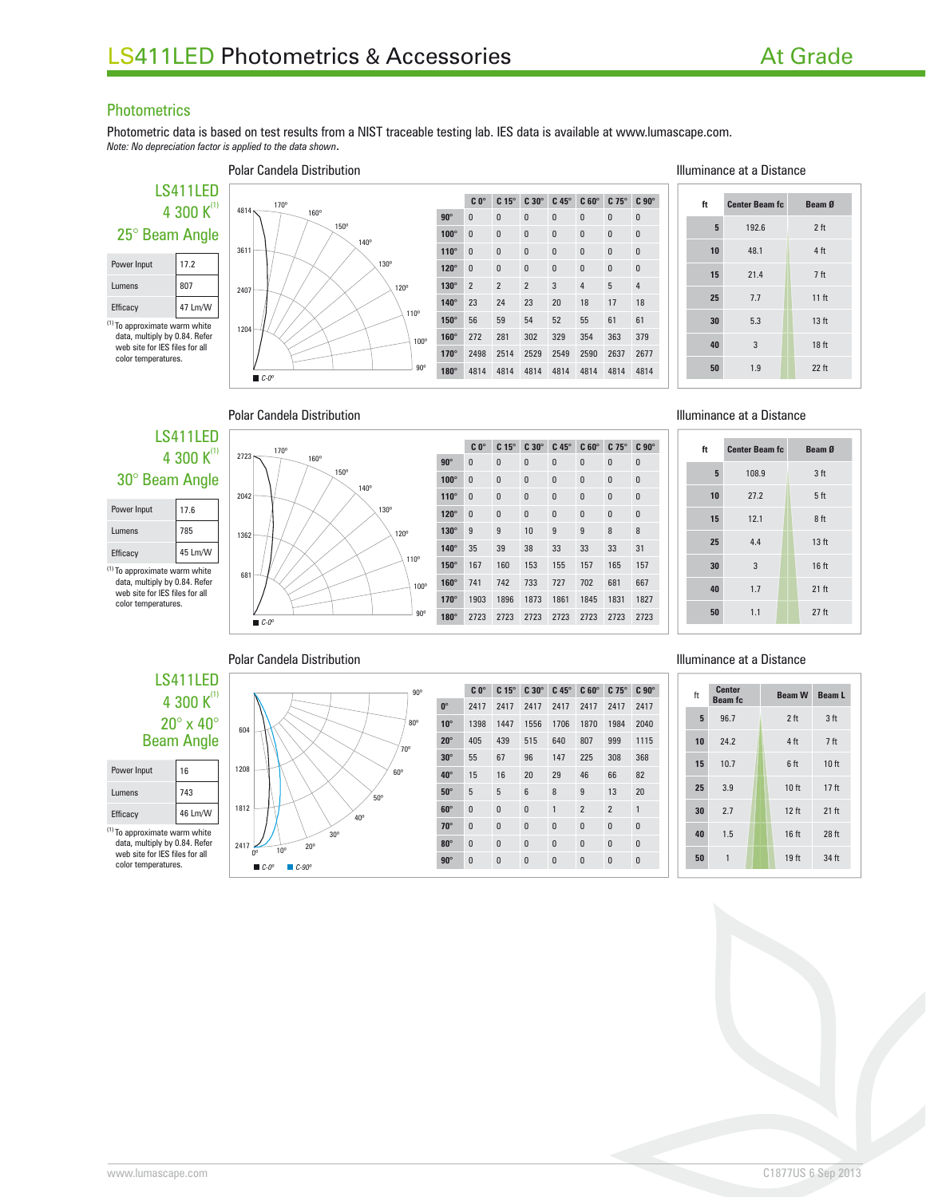# LS411LED Photometrics & Accessories

At Grade

## Photometrics

Photometric data is based on test results from a NIST traceable testing lab. IES data is available at www.lumascape.com.
*Note: No depreciation factor is applied to the data shown.*

### LS411LED 4 300 K[1] 25° Beam Angle

| | |
|---|---|
| Power Input | 17.2 |
| Lumens | 807 |
| Efficacy | 47 Lm/W |

[1] To approximate warm white data, multiply by 0.84. Refer web site for IES files for all color temperatures.

**Polar Candela Distribution**

| | C 0° | C 15° | C 30° | C 45° | C 60° | C 75° | C 90° |
|---|---|---|---|---|---|---|---|
| 90° | 0 | 0 | 0 | 0 | 0 | 0 | 0 |
| 100° | 0 | 0 | 0 | 0 | 0 | 0 | 0 |
| 110° | 0 | 0 | 0 | 0 | 0 | 0 | 0 |
| 120° | 0 | 0 | 0 | 0 | 0 | 0 | 0 |
| 130° | 2 | 2 | 2 | 3 | 4 | 5 | 4 |
| 140° | 23 | 24 | 23 | 20 | 18 | 17 | 18 |
| 150° | 56 | 59 | 54 | 52 | 55 | 61 | 61 |
| 160° | 272 | 281 | 302 | 329 | 354 | 363 | 379 |
| 170° | 2498 | 2514 | 2529 | 2549 | 2590 | 2637 | 2677 |
| 180° | 4814 | 4814 | 4814 | 4814 | 4814 | 4814 | 4814 |

**Illuminance at a Distance**

| ft | Center Beam fc | Beam Ø |
|---|---|---|
| 5 | 192.6 | 2 ft |
| 10 | 48.1 | 4 ft |
| 15 | 21.4 | 7 ft |
| 25 | 7.7 | 11 ft |
| 30 | 5.3 | 13 ft |
| 40 | 3 | 18 ft |
| 50 | 1.9 | 22 ft |

### LS411LED 4 300 K[1] 30° Beam Angle

| | |
|---|---|
| Power Input | 17.6 |
| Lumens | 785 |
| Efficacy | 45 Lm/W |

[1] To approximate warm white data, multiply by 0.84. Refer web site for IES files for all color temperatures.

**Polar Candela Distribution**

| | C 0° | C 15° | C 30° | C 45° | C 60° | C 75° | C 90° |
|---|---|---|---|---|---|---|---|
| 90° | 0 | 0 | 0 | 0 | 0 | 0 | 0 |
| 100° | 0 | 0 | 0 | 0 | 0 | 0 | 0 |
| 110° | 0 | 0 | 0 | 0 | 0 | 0 | 0 |
| 120° | 0 | 0 | 0 | 0 | 0 | 0 | 0 |
| 130° | 9 | 9 | 10 | 9 | 9 | 8 | 8 |
| 140° | 35 | 39 | 38 | 33 | 33 | 33 | 31 |
| 150° | 167 | 160 | 153 | 155 | 157 | 165 | 157 |
| 160° | 741 | 742 | 733 | 727 | 702 | 681 | 667 |
| 170° | 1903 | 1896 | 1873 | 1861 | 1845 | 1831 | 1827 |
| 180° | 2723 | 2723 | 2723 | 2723 | 2723 | 2723 | 2723 |

**Illuminance at a Distance**

| ft | Center Beam fc | Beam Ø |
|---|---|---|
| 5 | 108.9 | 3 ft |
| 10 | 27.2 | 5 ft |
| 15 | 12.1 | 8 ft |
| 25 | 4.4 | 13 ft |
| 30 | 3 | 16 ft |
| 40 | 1.7 | 21 ft |
| 50 | 1.1 | 27 ft |

### LS411LED 4 300 K[1] 20° x 40° Beam Angle

| | |
|---|---|
| Power Input | 16 |
| Lumens | 743 |
| Efficacy | 46 Lm/W |

[1] To approximate warm white data, multiply by 0.84. Refer web site for IES files for all color temperatures.

**Polar Candela Distribution**

| | C 0° | C 15° | C 30° | C 45° | C 60° | C 75° | C 90° |
|---|---|---|---|---|---|---|---|
| 0° | 2417 | 2417 | 2417 | 2417 | 2417 | 2417 | 2417 |
| 10° | 1398 | 1447 | 1556 | 1706 | 1870 | 1984 | 2040 |
| 20° | 405 | 439 | 515 | 640 | 807 | 999 | 1115 |
| 30° | 55 | 67 | 96 | 147 | 225 | 308 | 368 |
| 40° | 15 | 16 | 20 | 29 | 46 | 66 | 82 |
| 50° | 5 | 5 | 6 | 8 | 9 | 13 | 20 |
| 60° | 0 | 0 | 0 | 1 | 2 | 2 | 1 |
| 70° | 0 | 0 | 0 | 0 | 0 | 0 | 0 |
| 80° | 0 | 0 | 0 | 0 | 0 | 0 | 0 |
| 90° | 0 | 0 | 0 | 0 | 0 | 0 | 0 |

**Illuminance at a Distance**

| ft | Center Beam fc | Beam W | Beam L |
|---|---|---|---|
| 5 | 96.7 | 2 ft | 3 ft |
| 10 | 24.2 | 4 ft | 7 ft |
| 15 | 10.7 | 6 ft | 10 ft |
| 25 | 3.9 | 10 ft | 17 ft |
| 30 | 2.7 | 12 ft | 21 ft |
| 40 | 1.5 | 16 ft | 28 ft |
| 50 | 1 | 19 ft | 34 ft |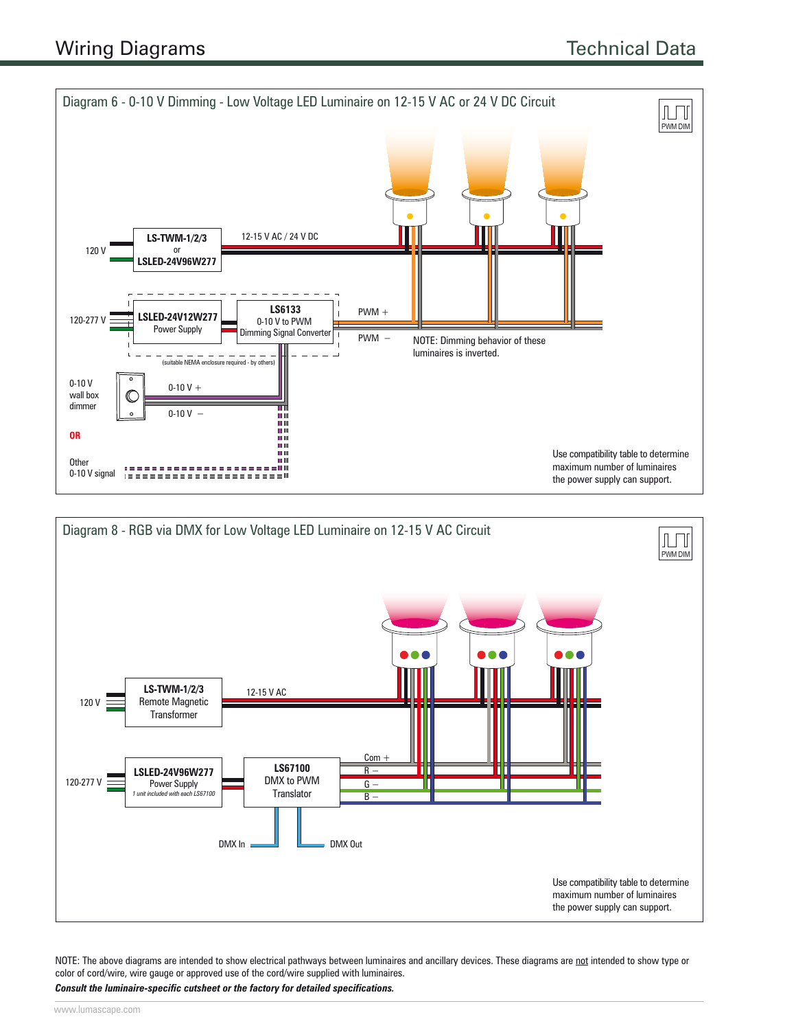## Wiring Diagrams

### Diagram 6 - 0-10 V Dimming - Low Voltage LED Luminaire on 12-15 V AC or 24 V DC Circuit

PWM DIM

120 V

**LS-TWM-1/2/3**
or
**LSLED-24V96W277**

12-15 V AC / 24 V DC

120-277 V

**LSLED-24V12W277**
Power Supply

**LS6133**
0-10 V to PWM
Dimming Signal Converter

(suitable NEMA enclosure required - by others)

PWM +

PWM –

NOTE: Dimming behavior of these luminaires is inverted.

0-10 V wall box dimmer

0-10 V +

0-10 V –

**OR**

Other 0-10 V signal

Use compatibility table to determine maximum number of luminaires the power supply can support.

### Diagram 8 - RGB via DMX for Low Voltage LED Luminaire on 12-15 V AC Circuit

PWM DIM

120 V

**LS-TWM-1/2/3**
Remote Magnetic Transformer

12-15 V AC

120-277 V

**LSLED-24V96W277**
Power Supply
*1 unit included with each LS67100*

**LS67100**
DMX to PWM
Translator

Com +
R –
G –
B –

DMX In

DMX Out

Use compatibility table to determine maximum number of luminaires the power supply can support.

NOTE: The above diagrams are intended to show electrical pathways between luminaires and ancillary devices. These diagrams are not intended to show type or color of cord/wire, wire gauge or approved use of the cord/wire supplied with luminaires.

***Consult the luminaire-specific cutsheet or the factory for detailed specifications.***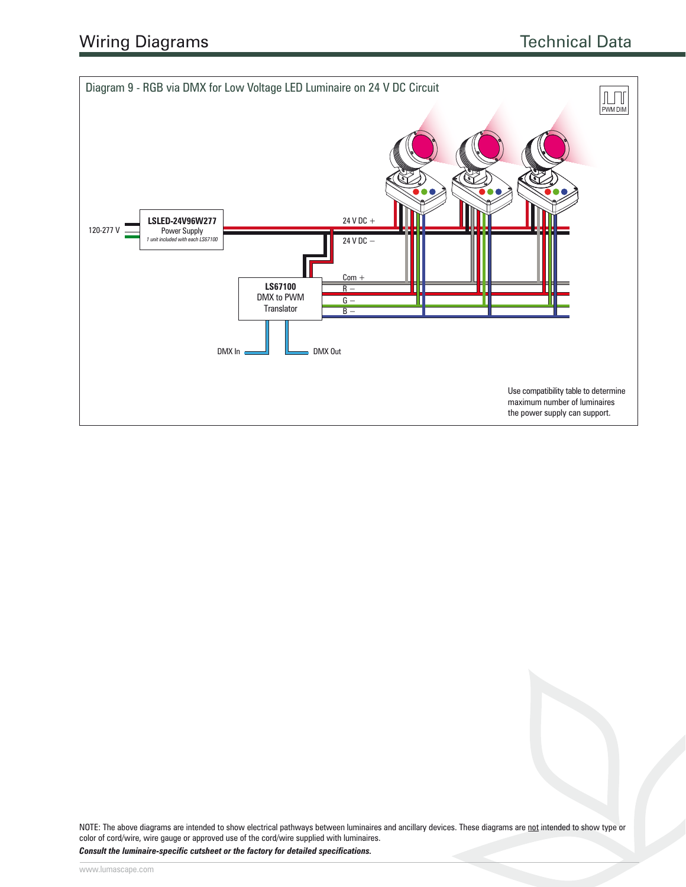# Wiring Diagrams

## Technical Data

### Diagram 9 - RGB via DMX for Low Voltage LED Luminaire on 24 V DC Circuit

PWM DIM

120-277 V

**LSLED-24V96W277**
Power Supply
*1 unit included with each LS67100*

24 V DC +

24 V DC −

**LS67100**
DMX to PWM
Translator

Com +
R −
G −
B −

DMX In

DMX Out

Use compatibility table to determine maximum number of luminaires the power supply can support.

NOTE: The above diagrams are intended to show electrical pathways between luminaires and ancillary devices. These diagrams are not intended to show type or color of cord/wire, wire gauge or approved use of the cord/wire supplied with luminaires.

***Consult the luminaire-specific cutsheet or the factory for detailed specifications.***

www.lumascape.com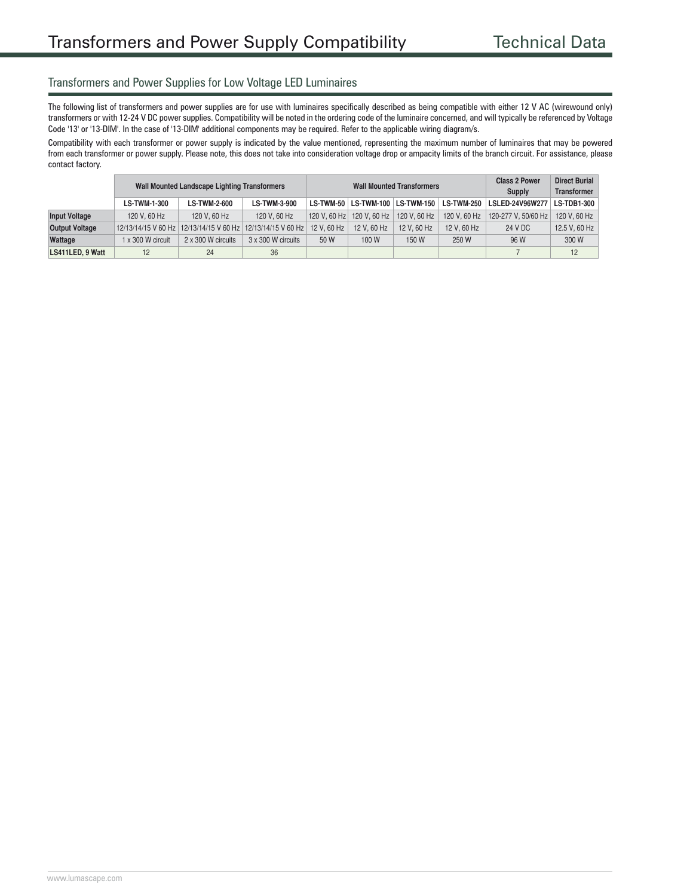# Transformers and Power Supply Compatibility

## Transformers and Power Supplies for Low Voltage LED Luminaires

The following list of transformers and power supplies are for use with luminaires specifically described as being compatible with either 12 V AC (wirewound only) transformers or with 12-24 V DC power supplies. Compatibility will be noted in the ordering code of the luminaire concerned, and will typically be referenced by Voltage Code '13' or '13-DIM'. In the case of '13-DIM' additional components may be required. Refer to the applicable wiring diagram/s.

Compatibility with each transformer or power supply is indicated by the value mentioned, representing the maximum number of luminaires that may be powered from each transformer or power supply. Please note, this does not take into consideration voltage drop or ampacity limits of the branch circuit. For assistance, please contact factory.

| | Wall Mounted Landscape Lighting Transformers | | | Wall Mounted Transformers | | | | Class 2 Power Supply | Direct Burial Transformer |
|---|---|---|---|---|---|---|---|---|---|
| | **LS-TWM-1-300** | **LS-TWM-2-600** | **LS-TWM-3-900** | **LS-TWM-50** | **LS-TWM-100** | **LS-TWM-150** | **LS-TWM-250** | **LSLED-24V96W277** | **LS-TDB1-300** |
| **Input Voltage** | 120 V, 60 Hz | 120 V, 60 Hz | 120 V, 60 Hz | 120 V, 60 Hz | 120 V, 60 Hz | 120 V, 60 Hz | 120 V, 60 Hz | 120-277 V, 50/60 Hz | 120 V, 60 Hz |
| **Output Voltage** | 12/13/14/15 V 60 Hz | 12/13/14/15 V 60 Hz | 12/13/14/15 V 60 Hz | 12 V, 60 Hz | 12 V, 60 Hz | 12 V, 60 Hz | 12 V, 60 Hz | 24 V DC | 12.5 V, 60 Hz |
| **Wattage** | 1 x 300 W circuit | 2 x 300 W circuits | 3 x 300 W circuits | 50 W | 100 W | 150 W | 250 W | 96 W | 300 W |
| **LS411LED, 9 Watt** | 12 | 24 | 36 | | | | | 7 | 12 |